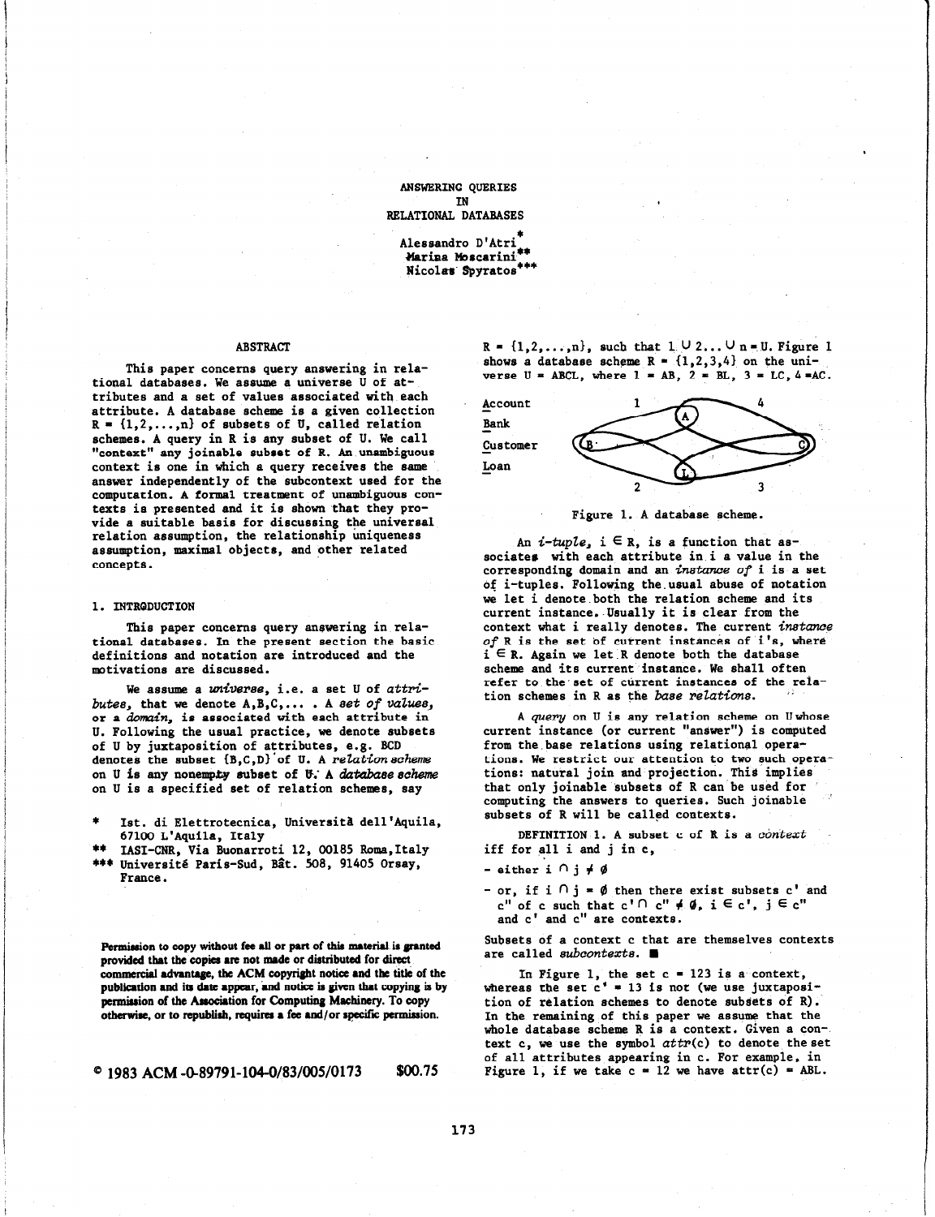# ANSWERING QUERIES IN RELATIONAL DATABASES

Alessandro D'Atri*
Marina Moscarini**
Nicolas Spyratos***

## ABSTRACT

This paper concerns query answering in relational databases. We assume a universe U of attributes and a set of values associated with each attribute. A database scheme is a given collection $R = \{1,2,\ldots,n\}$ of subsets of U, called relation schemes. A query in R is any subset of U. We call "context" any joinable subset of R. An unambiguous context is one in which a query receives the same answer independently of the subcontext used for the computation. A formal treatment of unambiguous contexts is presented and it is shown that they provide a suitable basis for discussing the universal relation assumption, the relationship uniqueness assumption, maximal objects, and other related concepts.

## 1. INTRODUCTION

This paper concerns query answering in relational databases. In the present section the basic definitions and notation are introduced and the motivations are discussed.

We assume a *universe*, i.e. a set U of *attributes*, that we denote A,B,C,... . A *set of values*, or a *domain*, is associated with each attribute in U. Following the usual practice, we denote subsets of U by juxtaposition of attributes, e.g. BCD denotes the subset {B,C,D} of U. A *relation scheme* on U is any nonempty subset of U. A *database scheme* on U is a specified set of relation schemes, say $R = \{1,2,\ldots,n\}$, such that $1 \cup 2 \ldots \cup n = U$. Figure 1 shows a database scheme $R = \{1,2,3,4\}$ on the universe U = ABCL, where 1 = AB, 2 = BL, 3 = LC, 4 = AC.

Account
Bank
Customer
Loan

Figure 1. A database scheme.

An *i-tuple*, $i \in R$, is a function that associates with each attribute in i a value in the corresponding domain and an *instance of* i is a set of i-tuples. Following the usual abuse of notation we let i denote both the relation scheme and its current instance. Usually it is clear from the context what i really denotes. The current *instance of* R is the set of current instances of i's, where $i \in R$. Again we let R denote both the database scheme and its current instance. We shall often refer to the set of current instances of the relation schemes in R as the *base relations*.

A *query* on U is any relation scheme on U whose current instance (or current "answer") is computed from the base relations using relational operations. We restrict our attention to two such operations: natural join and projection. This implies that only joinable subsets of R can be used for computing the answers to queries. Such joinable subsets of R will be called contexts.

DEFINITION 1. A subset c of R is a *context* iff for all i and j in c,

- either $i \cap j \neq \emptyset$
- or, if $i \cap j = \emptyset$ then there exist subsets c' and c'' of c such that $c' \cap c'' \neq \emptyset$, $i \in c'$, $j \in c''$ and c' and c'' are contexts.

Subsets of a context c that are themselves contexts are called *subcontexts*. ∎

In Figure 1, the set c = 123 is a context, whereas the set c' = 13 is not (we use juxtaposition of relation schemes to denote subsets of R). In the remaining of this paper we assume that the whole database scheme R is a context. Given a context c, we use the symbol *attr*(c) to denote the set of all attributes appearing in c. For example, in Figure 1, if we take c = 12 we have attr(c) = ABL.

\* Ist. di Elettrotecnica, Università dell'Aquila, 67100 L'Aquila, Italy
\*\* IASI-CNR, Via Buonarroti 12, 00185 Roma, Italy
\*\*\* Université Paris-Sud, Bât. 508, 91405 Orsay, France.

Permission to copy without fee all or part of this material is granted provided that the copies are not made or distributed for direct commercial advantage, the ACM copyright notice and the title of the publication and its date appear, and notice is given that copying is by permission of the Association for Computing Machinery. To copy otherwise, or to republish, requires a fee and/or specific permission.

© 1983 ACM 0-89791-104-0/83/005/0173 $00.75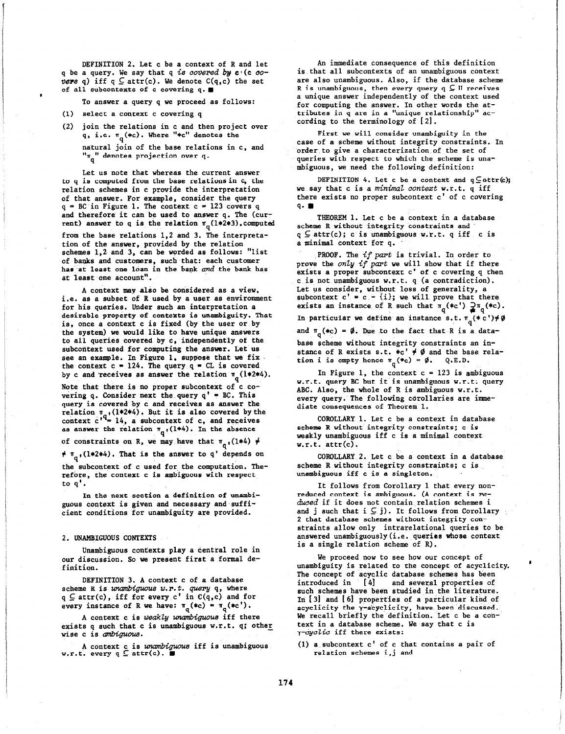DEFINITION 2. Let c be a context of R and let q be a query. We say that q *is covered by c* (*c covers q*) iff $q \subseteq attr(c)$. We denote $C(q,c)$ the set of all subcontexts of c covering q. ∎

To answer a query q we proceed as follows:

(1) select a context c covering q

(2) join the relations in c and then project over q, i.e. $\pi_q(*c)$. Where "$*c$" denotes the natural join of the base relations in c, and "$\pi_q$" denotes projection over q.

Let us note that whereas the current answer to q is computed from the base relations in c, the relation schemes in c provide the interpretation of that answer. For example, consider the query q = BC in Figure 1. The context c = 123 covers q and therefore it can be used to answer q. The (current) answer to q is the relation $\pi_q(1*2*3)$, computed from the base relations 1,2 and 3. The interpretation of the answer, provided by the relation schemes 1,2 and 3, can be worded as follows: "list of banks and customers, such that: each customer has at least one loan in the bank *and* the bank has at least one account".

A context may also be considered as a view, i.e. as a subset of R used by a user as environment for his queries. Under such an interpretation a desirable property of contexts is unambiguity. That is, once a context c is fixed (by the user or by the system) we would like to have unique answers to all queries covered by c, independently of the subcontext used for computing the answer. Let us see an example. In Figure 1, suppose that we fix the context c = 124. The query q = CL is covered by c and receives as answer the relation $\pi_q(1*2*4)$. Note that there is no proper subcontext of c covering q. Consider next the query q' = BC. This query is covered by c and receives as answer the relation $\pi_{q'}(1*2*4)$. But it is also covered by the context c' = 14, a subcontext of c, and receives as answer the relation $\pi_{q'}(1*4)$. In the absence of constraints on R, we may have that $\pi_{q'}(1*4) \neq \pi_{q'}(1*2*4)$. That is the answer to q' depends on the subcontext of c used for the computation. Therefore, the context c is ambiguous with respect to q'.

In the next section a definition of unambiguous context is given and necessary and sufficient conditions for unambiguity are provided.

## 2. UNAMBIGUOUS CONTEXTS

Unambiguous contexts play a central role in our discussion. So we present first a formal definition.

DEFINITION 3. A context c of a database scheme R is *unambiguous w.r.t. query* q, where $q \subseteq attr(c)$, iff for every c' in $C(q,c)$ and for every instance of R we have: $\pi_q(*c) = \pi_q(*c')$.

A context c is *weakly unambiguous* iff there exists q such that c is unambiguous w.r.t. q; otherwise c is *ambiguous*.

A context c is *unambiguous* iff is unambiguous w.r.t. every $q \subseteq attr(c)$. ∎

An immediate consequence of this definition is that all subcontexts of an unambiguous context are also unambiguous. Also, if the database scheme R is unambiguous, then every query $q \subseteq U$ receives a unique answer independently of the context used for computing the answer. In other words the attributes in q are in a "unique relationship" according to the terminology of [2].

First we will consider unambiguity in the case of a scheme without integrity constraints. In order to give a characterization of the set of queries with respect to which the scheme is unambiguous, we need the following definition:

DEFINITION 4. Let c be a context and $q \subseteq attr(c)$; we say that c is a *minimal context* w.r.t. q iff there exists no proper subcontext c' of c covering q. ∎

THEOREM 1. Let c be a context in a database scheme R without integrity constraints and $q \subseteq attr(c)$; c is unambiguous w.r.t. q iff c is a minimal context for q.

PROOF. The *if part* is trivial. In order to prove the *only if part* we will show that if there exists a proper subcontext c' of c covering q then c is not unambiguous w.r.t. q (a contradiction). Let us consider, without loss of generality, a subcontext c' = c − {i}; we will prove that there exists an instance of R such that $\pi_q(*c') \supsetneq \pi_q(*c)$. In particular we define an instance s.t. $\pi_q(*c') \neq \emptyset$ and $\pi_q(*c) = \emptyset$. Due to the fact that R is a database scheme without integrity constraints an instance of R exists s.t. $*c' \neq \emptyset$ and the base relation i is empty hence $\pi_q(*c) = \emptyset$. Q.E.D.

In Figure 1, the context c = 123 is ambiguous w.r.t. query BC but it is unambiguous w.r.t. query ABC. Also, the whole of R is ambiguous w.r.t. every query. The following corollaries are immediate consequences of Theorem 1.

COROLLARY 1. Let c be a context in database scheme R without integrity constraints; c is weakly unambiguous iff c is a minimal context w.r.t. attr(c).

COROLLARY 2. Let c be a context in a database scheme R without integrity constraints; c is unambiguous iff c is a singleton.

It follows from Corollary 1 that every non-reduced context is ambiguous. (A context is *reduced* if it does not contain relation schemes i and j such that $i \subseteq j$). It follows from Corollary 2 that database schemes without integrity constraints allow only intrarelational queries to be answered unambiguously (i.e. queries whose context is a single relation scheme of R).

We proceed now to see how our concept of unambiguity is related to the concept of acyclicity. The concept of acyclic database schemes has been introduced in [4] and several properties of such schemes have been studied in the literature. In [3] and [6] properties of a particular kind of acyclicity the γ-acyclicity, have been discussed. We recall briefly the definition. Let c be a context in a database scheme. We say that c is *γ-cyclic* iff there exists:

(1) a subcontext c' of c that contains a pair of relation schemes i,j and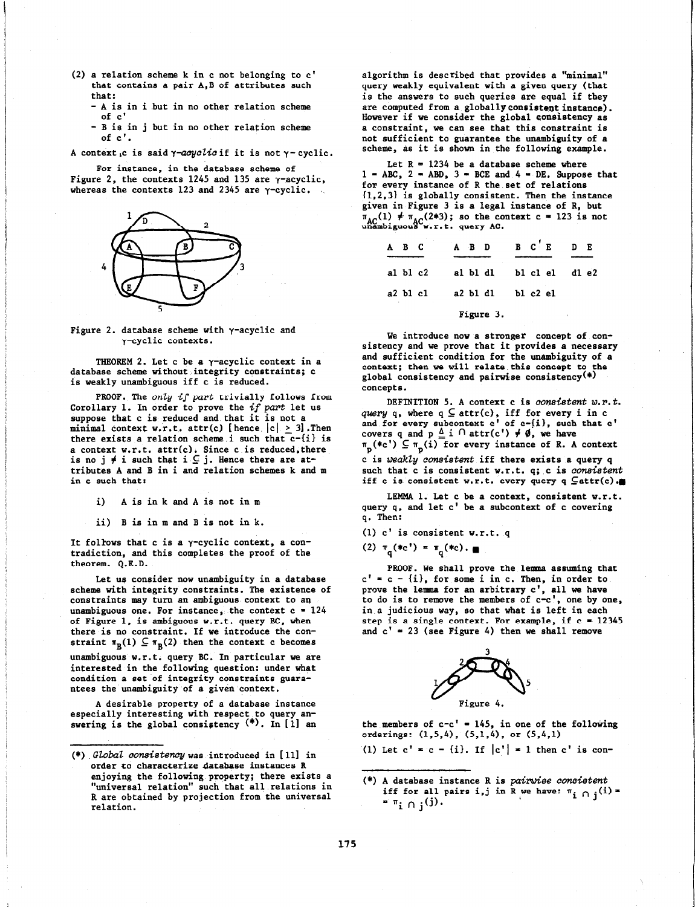(2) a relation scheme k in c not belonging to c' that contains a pair A,B of attributes such that:
   - A is in i but in no other relation scheme of c'
   - B is in j but in no other relation scheme of c'.

A context c is said *γ-acyclic* if it is not γ-cyclic.

For instance, in the database scheme of Figure 2, the contexts 1245 and 135 are γ-acyclic, whereas the contexts 123 and 2345 are γ-cyclic.

Figure 2. database scheme with γ-acyclic and γ-cyclic contexts.

THEOREM 2. Let c be a γ-acyclic context in a database scheme without integrity constraints; c is weakly unambiguous iff c is reduced.

PROOF. The *only if part* trivially follows from Corollary 1. In order to prove the *if part* let us suppose that c is reduced and that it is not a minimal context w.r.t. attr(c) [hence $|c| \geq 3$]. Then there exists a relation scheme i such that c-{i} is a context w.r.t. attr(c). Since c is reduced, there is no $j \neq i$ such that $i \subseteq j$. Hence there are attributes A and B in i and relation schemes k and m in c such that:

i) A is in k and A is not in m

ii) B is in m and B is not in k.

It follows that c is a γ-cyclic context, a contradiction, and this completes the proof of the theorem. Q.E.D.

Let us consider now unambiguity in a database scheme with integrity constraints. The existence of constraints may turn an ambiguous context to an unambiguous one. For instance, the context c = 124 of Figure 1, is ambiguous w.r.t. query BC, when there is no constraint. If we introduce the constraint $\pi_B(1) \subseteq \pi_B(2)$ then the context c becomes unambiguous w.r.t. query BC. In particular we are interested in the following question: under what condition a set of integrity constraints guarantees the unambiguity of a given context.

A desirable property of a database instance especially interesting with respect to query answering is the global consistency (*). In [1] an algorithm is described that provides a "minimal" query weakly equivalent with a given query (that is the answers to such queries are equal if they are computed from a globally consistent instance). However if we consider the global consistency as a constraint, we can see that this constraint is not sufficient to guarantee the unambiguity of a scheme, as it is shown in the following example.

Let R = 1234 be a database scheme where 1 = ABC, 2 = ABD, 3 = BCE and 4 = DE. Suppose that for every instance of R the set of relations {1,2,3} is globally consistent. Then the instance given in Figure 3 is a legal instance of R, but $\pi_{AC}(1) \neq \pi_{AC}(2*3)$; so the context c = 123 is not unambiguous w.r.t. query AC.

| A | B | C |
|---|---|---|
| a1 | b1 | c2 |
| a2 | b1 | c1 |

| A | B | D |
|---|---|---|
| a1 | b1 | d1 |
| a2 | b1 | d1 |

| B | C' | E |
|---|---|---|
| b1 | c1 | e1 |
| b1 | c2 | e1 |

| D | E |
|---|---|
| d1 | e2 |

Figure 3.

We introduce now a stronger concept of consistency and we prove that it provides a necessary and sufficient condition for the unambiguity of a context; then we will relate this concept to the global consistency and pairwise consistency(*) concepts.

DEFINITION 5. A context c is *consistent w.r.t. query* q, where $q \subseteq$ attr(c), iff for every i in c and for every subcontext c' of c-{i}, such that c' covers q and $p \triangleq i \cap \text{attr}(c') \neq \emptyset$, we have $\pi_p(*c') \subseteq \pi_p(i)$ for every instance of R. A context c is *weakly consistent* iff there exists a query q such that c is consistent w.r.t. q; c is *consistent* iff c is consistent w.r.t. every query $q \subseteq$ attr(c).■

LEMMA 1. Let c be a context, consistent w.r.t. query q, and let c' be a subcontext of c covering q. Then:

(1) c' is consistent w.r.t. q

(2) $\pi_q(*c') = \pi_q(*c)$. ■

PROOF. We shall prove the lemma assuming that c' = c - {i}, for some i in c. Then, in order to prove the lemma for an arbitrary c', all we have to do is to remove the members of c-c', one by one, in a judicious way, so that what is left in each step is a single context. For example, if c = 12345 and c' = 23 (see Figure 4) then we shall remove

Figure 4.

the members of c-c' = 145, in one of the following orderings: (1,5,4), (5,1,4), or (5,4,1)

(1) Let c' = c - {i}. If |c'| = 1 then c' is con-

(*) *Global consistency* was introduced in [11] in order to characterize database instances R enjoying the following property; there exists a "universal relation" such that all relations in R are obtained by projection from the universal relation.

(*) A database instance R is *pairwise consistent* iff for all pairs i,j in R we have: $\pi_{i \cap j}(i) = \pi_{i \cap j}(j)$.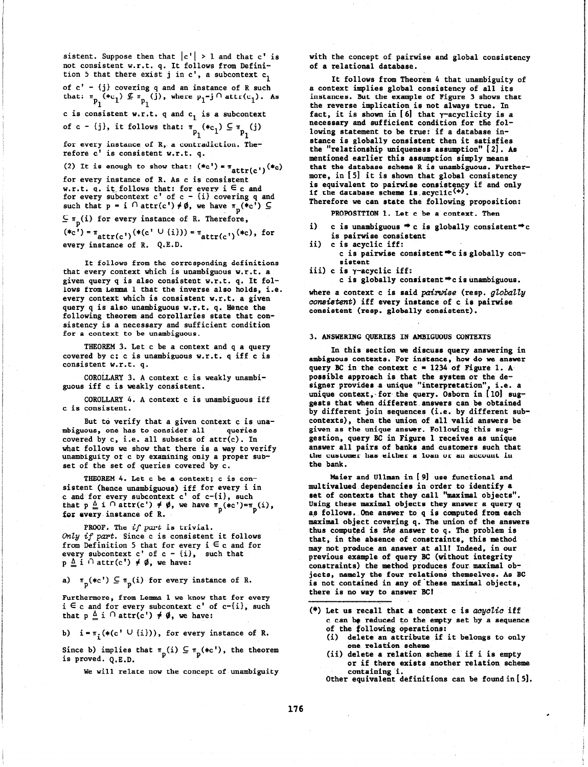sistent. Suppose then that $|c'| > 1$ and that c' is not consistent w.r.t. q. It follows from Definition 5 that there exist j in c', a subcontext $c_1$ of c' - {j} covering q and an instance of R such that: $\pi_{p_1}(*c_1) \not\subseteq \pi_{p_1}(j)$, where $p_1 = j \cap attr(c_1)$. As c is consistent w.r.t. q and $c_1$ is a subcontext of c - {j}, it follows that: $\pi_{p_1}(*c_1) \subseteq \pi_{p_1}(j)$ for every instance of R, a contradiction. Therefore c' is consistent w.r.t. q.

(2) It is enough to show that: $(*c') = \pi_{attr(c')}(*c)$ for every instance of R. As c is consistent w.r.t. q, it follows that: for every $i \in c$ and for every subcontext c' of c - {i} covering q and such that $p = i \cap attr(c') \neq \emptyset$, we have $\pi_p(*c') \subseteq \pi_p(i)$ for every instance of R. Therefore, $(*c') = \pi_{attr(c')}(*(c' \cup \{i\})) = \pi_{attr(c')}(*c)$, for every instance of R. Q.E.D.

It follows from the corresponding definitions that every context which is unambiguous w.r.t. a given query q is also consistent w.r.t. q. It follows from Lemma 1 that the inverse also holds, i.e. every context which is consistent w.r.t. a given query q is also unambiguous w.r.t. q. Hence the following theorem and corollaries state that consistency is a necessary and sufficient condition for a context to be unambiguous.

THEOREM 3. Let c be a context and q a query covered by c: c is unambiguous w.r.t. q iff c is consistent w.r.t. q.

COROLLARY 3. A context c is weakly unambiguous iff c is weakly consistent.

COROLLARY 4. A context c is unambiguous iff c is consistent.

But to verify that a given context c is unambiguous, one has to consider all queries covered by c, i.e. all subsets of attr(c). In what follows we show that there is a way to verify unambiguity of c by examining only a proper subset of the set of queries covered by c.

THEOREM 4. Let c be a context; c is consistent (hence unambiguous) iff for every i in c and for every subcontext c' of c-{i}, such that $p \triangleq i \cap attr(c') \neq \emptyset$, we have $\pi_p(*c') = \pi_p(i)$, for every instance of R.

PROOF. The *if part* is trivial.
*Only if part*. Since c is consistent it follows from Definition 5 that for every $i \in c$ and for every subcontext c' of c - {i}, such that $p \triangleq i \cap attr(c') \neq \emptyset$, we have:

a) $\pi_p(*c') \subseteq \pi_p(i)$ for every instance of R.

Furthermore, from Lemma 1 we know that for every $i \in c$ and for every subcontext c' of c-{i}, such that $p \triangleq i \cap attr(c') \neq \emptyset$, we have:

b) $i = \pi_i(*(c' \cup \{i\}))$, for every instance of R.

Since b) implies that $\pi_p(i) \subseteq \pi_p(*c')$, the theorem is proved. Q.E.D.

We will relate now the concept of unambiguity with the concept of pairwise and global consistency of a relational database.

It follows from Theorem 4 that unambiguity of a context implies global consistency of all its instances. But the example of Figure 3 shows that the reverse implication is not always true. In fact, it is shown in [6] that γ-acyclicity is a necessary and sufficient condition for the following statement to be true: if a database instance is globally consistent then it satisfies the "relationship uniqueness assumption" [2]. As mentioned earlier this assumption simply means that the database scheme R is unambiguous. Furthermore, in [5] it is shown that global consistency is equivalent to pairwise consistency if and only if the database scheme is acyclic(*).
Therefore we can state the following proposition:

PROPOSITION 1. Let c be a context. Then

i) c is unambiguous → c is globally consistent → c is pairwise consistent

ii) c is acyclic iff:
c is pairwise consistent → c is globally consistent

iii) c is γ-acyclic iff:
c is globally consistent → c is unambiguous.

where a context c is said *pairwise* (resp. *globally consistent*) iff every instance of c is pairwise consistent (resp. globally consistent).

## 3. ANSWERING QUERIES IN AMBIGUOUS CONTEXTS

In this section we discuss query answering in ambiguous contexts. For instance, how do we answer query BC in the context c = 1234 of Figure 1. A possible approach is that the system or the designer provides a unique "interpretation", i.e. a unique context, for the query. Osborn in [10] suggests that when different answers can be obtained by different join sequences (i.e. by different subcontexts), then the union of all valid answers be given as the unique answer. Following this suggestion, query BC in Figure 1 receives as unique answer all pairs of banks and customers such that the customer has either a loan or an account in the bank.

Maier and Ullman in [9] use functional and multivalued dependencies in order to identify a set of contexts that they call "maximal objects". Using these maximal objects they answer a query q as follows. One answer to q is computed from each maximal object covering q. The union of the answers thus computed is *the* answer to q. The problem is that, in the absence of constraints, this method may not produce an answer at all! Indeed, in our previous example of query BC (without integrity constraints) the method produces four maximal objects, namely the four relations themselves. As BC is not contained in any of these maximal objects, there is no way to answer BC!

---

(*) Let us recall that a context c is *acyclic* iff c can be reduced to the empty set by a sequence of the following operations:
(i) delete an attribute if it belongs to only one relation scheme
(ii) delete a relation scheme i if i is empty or if there exists another relation scheme containing i.
Other equivalent definitions can be found in [5].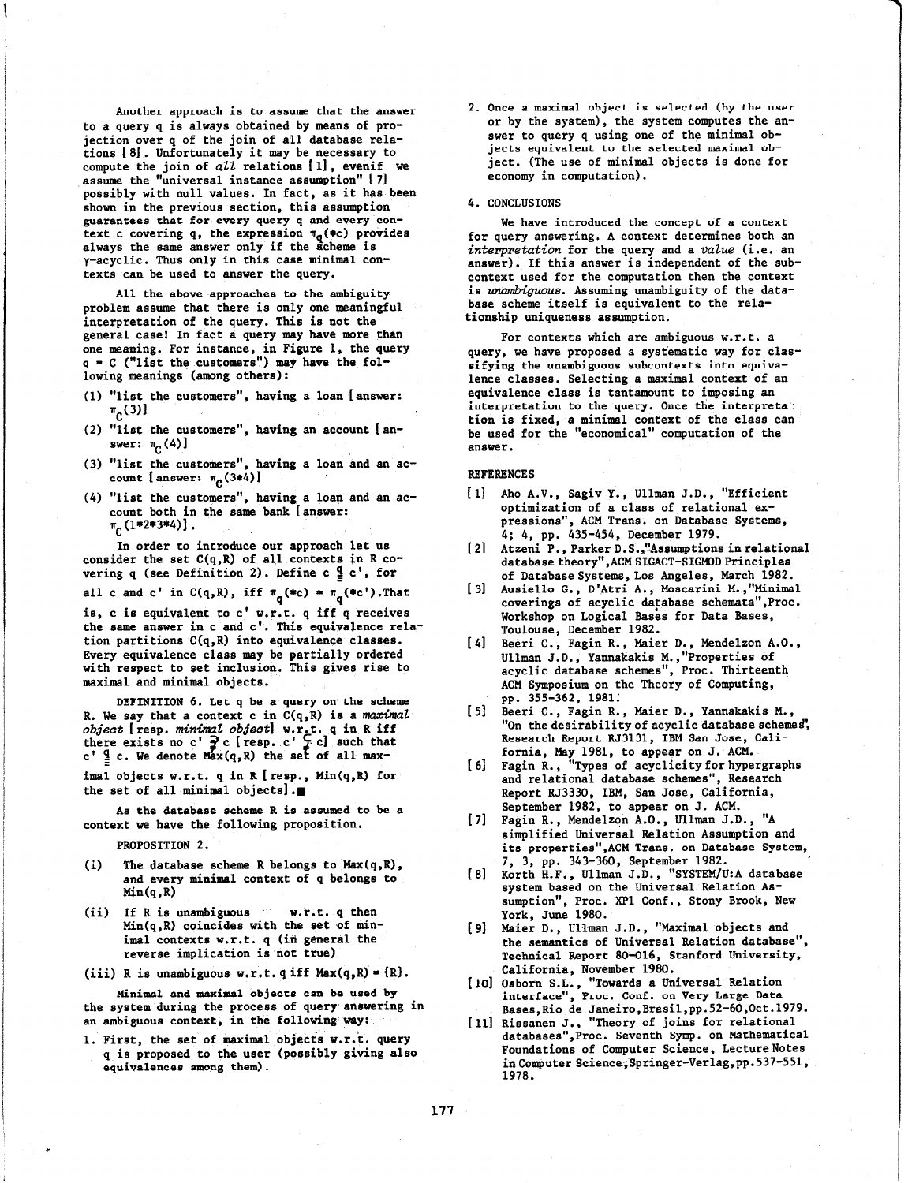Another approach is to assume that the answer to a query q is always obtained by means of projection over q of the join of all database relations [8]. Unfortunately it may be necessary to compute the join of *all* relations [1], evenif we assume the "universal instance assumption" [7] possibly with null values. In fact, as it has been shown in the previous section, this assumption guarantees that for every query q and every context c covering q, the expression $\pi_q(*c)$ provides always the same answer only if the scheme is γ-acyclic. Thus only in this case minimal contexts can be used to answer the query.

All the above approaches to the ambiguity problem assume that there is only one meaningful interpretation of the query. This is not the general case! In fact a query may have more than one meaning. For instance, in Figure 1, the query q = C ("list the customers") may have the following meanings (among others):

(1) "list the customers", having a loan [answer: $\pi_C(3)$]

(2) "list the customers", having an account [answer: $\pi_C(4)$]

(3) "list the customers", having a loan and an account [answer: $\pi_C(3*4)$]

(4) "list the customers", having a loan and an account both in the same bank [answer: $\pi_C(1*2*3*4)$].

In order to introduce our approach let us consider the set C(q,R) of all contexts in R covering q (see Definition 2). Define $c \stackrel{q}{=} c'$, for all c and c' in C(q,R), iff $\pi_q(*c) = \pi_q(*c')$. That is, c is equivalent to c' w.r.t. q iff q receives the same answer in c and c'. This equivalence relation partitions C(q,R) into equivalence classes. Every equivalence class may be partially ordered with respect to set inclusion. This gives rise to maximal and minimal objects.

DEFINITION 6. Let q be a query on the scheme R. We say that a context c in C(q,R) is a *maximal object* [resp. *minimal object*] w.r.t. q in R iff there exists no $c' \supsetneq c$ [resp. $c' \subsetneq c$] such that $c' \stackrel{q}{=} c$. We denote Max(q,R) the set of all maximal objects w.r.t. q in R [resp., Min(q,R) for the set of all minimal objects].■

As the database scheme R is assumed to be a context we have the following proposition.

PROPOSITION 2.

(i) The database scheme R belongs to Max(q,R), and every minimal context of q belongs to Min(q,R)

(ii) If R is unambiguous w.r.t. q then Min(q,R) coincides with the set of minimal contexts w.r.t. q (in general the reverse implication is not true)

(iii) R is unambiguous w.r.t. q iff Max(q,R) = {R}.

Minimal and maximal objects can be used by the system during the process of query answering in an ambiguous context, in the following way:

1. First, the set of maximal objects w.r.t. query q is proposed to the user (possibly giving also equivalences among them).
2. Once a maximal object is selected (by the user or by the system), the system computes the answer to query q using one of the minimal objects equivalent to the selected maximal object. (The use of minimal objects is done for economy in computation).

## 4. CONCLUSIONS

We have introduced the concept of a context for query answering. A context determines both an *interpretation* for the query and a *value* (i.e. an answer). If this answer is independent of the subcontext used for the computation then the context is *unambiguous*. Assuming unambiguity of the database scheme itself is equivalent to the relationship uniqueness assumption.

For contexts which are ambiguous w.r.t. a query, we have proposed a systematic way for classifying the unambiguous subcontexts into equivalence classes. Selecting a maximal context of an equivalence class is tantamount to imposing an interpretation to the query. Once the interpretation is fixed, a minimal context of the class can be used for the "economical" computation of the answer.

## REFERENCES

[1] Aho A.V., Sagiv Y., Ullman J.D., "Efficient optimization of a class of relational expressions", ACM Trans. on Database Systems, 4; 4, pp. 435-454, December 1979.

[2] Atzeni P., Parker D.S.,"Assumptions in relational database theory",ACM SIGACT-SIGMOD Principles of Database Systems, Los Angeles, March 1982.

[3] Ausiello G., D'Atri A., Moscarini M.,"Minimal coverings of acyclic database schemata",Proc. Workshop on Logical Bases for Data Bases, Toulouse, December 1982.

[4] Beeri C., Fagin R., Maier D., Mendelzon A.O., Ullman J.D., Yannakakis M.,"Properties of acyclic database schemes", Proc. Thirteenth ACM Symposium on the Theory of Computing, pp. 355-362, 1981.

[5] Beeri C., Fagin R., Maier D., Yannakakis M., "On the desirability of acyclic database schemes", Research Report RJ3131, IBM San Jose, California, May 1981, to appear on J. ACM.

[6] Fagin R., "Types of acyclicity for hypergraphs and relational database schemes", Research Report RJ3330, IBM, San Jose, California, September 1982, to appear on J. ACM.

[7] Fagin R., Mendelzon A.O., Ullman J.D., "A simplified Universal Relation Assumption and its properties",ACM Trans. on Database System, 7, 3, pp. 343-360, September 1982.

[8] Korth H.F., Ullman J.D., "SYSTEM/U:A database system based on the Universal Relation Assumption", Proc. XP1 Conf., Stony Brook, New York, June 1980.

[9] Maier D., Ullman J.D., "Maximal objects and the semantics of Universal Relation database", Technical Report 80-016, Stanford University, California, November 1980.

[10] Osborn S.L., "Towards a Universal Relation interface", Proc. Conf. on Very Large Data Bases,Rio de Janeiro,Brasil,pp.52-60,Oct.1979.

[11] Rissanen J., "Theory of joins for relational databases",Proc. Seventh Symp. on Mathematical Foundations of Computer Science, Lecture Notes in Computer Science,Springer-Verlag,pp.537-551, 1978.